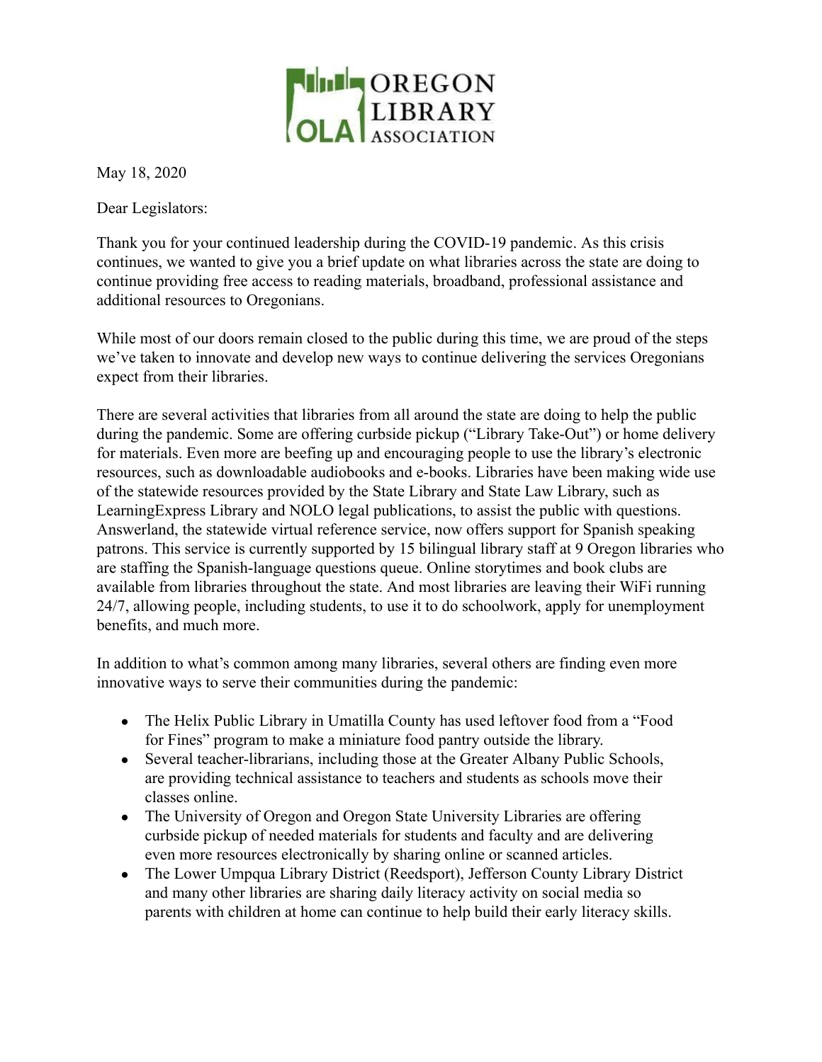OREGON LIBRARY ASSOCIATION

May 18, 2020

Dear Legislators:

Thank you for your continued leadership during the COVID-19 pandemic. As this crisis continues, we wanted to give you a brief update on what libraries across the state are doing to continue providing free access to reading materials, broadband, professional assistance and additional resources to Oregonians.

While most of our doors remain closed to the public during this time, we are proud of the steps we've taken to innovate and develop new ways to continue delivering the services Oregonians expect from their libraries.

There are several activities that libraries from all around the state are doing to help the public during the pandemic. Some are offering curbside pickup ("Library Take-Out") or home delivery for materials. Even more are beefing up and encouraging people to use the library's electronic resources, such as downloadable audiobooks and e-books. Libraries have been making wide use of the statewide resources provided by the State Library and State Law Library, such as LearningExpress Library and NOLO legal publications, to assist the public with questions. Answerland, the statewide virtual reference service, now offers support for Spanish speaking patrons. This service is currently supported by 15 bilingual library staff at 9 Oregon libraries who are staffing the Spanish-language questions queue. Online storytimes and book clubs are available from libraries throughout the state. And most libraries are leaving their WiFi running 24/7, allowing people, including students, to use it to do schoolwork, apply for unemployment benefits, and much more.

In addition to what's common among many libraries, several others are finding even more innovative ways to serve their communities during the pandemic:

- The Helix Public Library in Umatilla County has used leftover food from a "Food for Fines" program to make a miniature food pantry outside the library.
- Several teacher-librarians, including those at the Greater Albany Public Schools, are providing technical assistance to teachers and students as schools move their classes online.
- The University of Oregon and Oregon State University Libraries are offering curbside pickup of needed materials for students and faculty and are delivering even more resources electronically by sharing online or scanned articles.
- The Lower Umpqua Library District (Reedsport), Jefferson County Library District and many other libraries are sharing daily literacy activity on social media so parents with children at home can continue to help build their early literacy skills.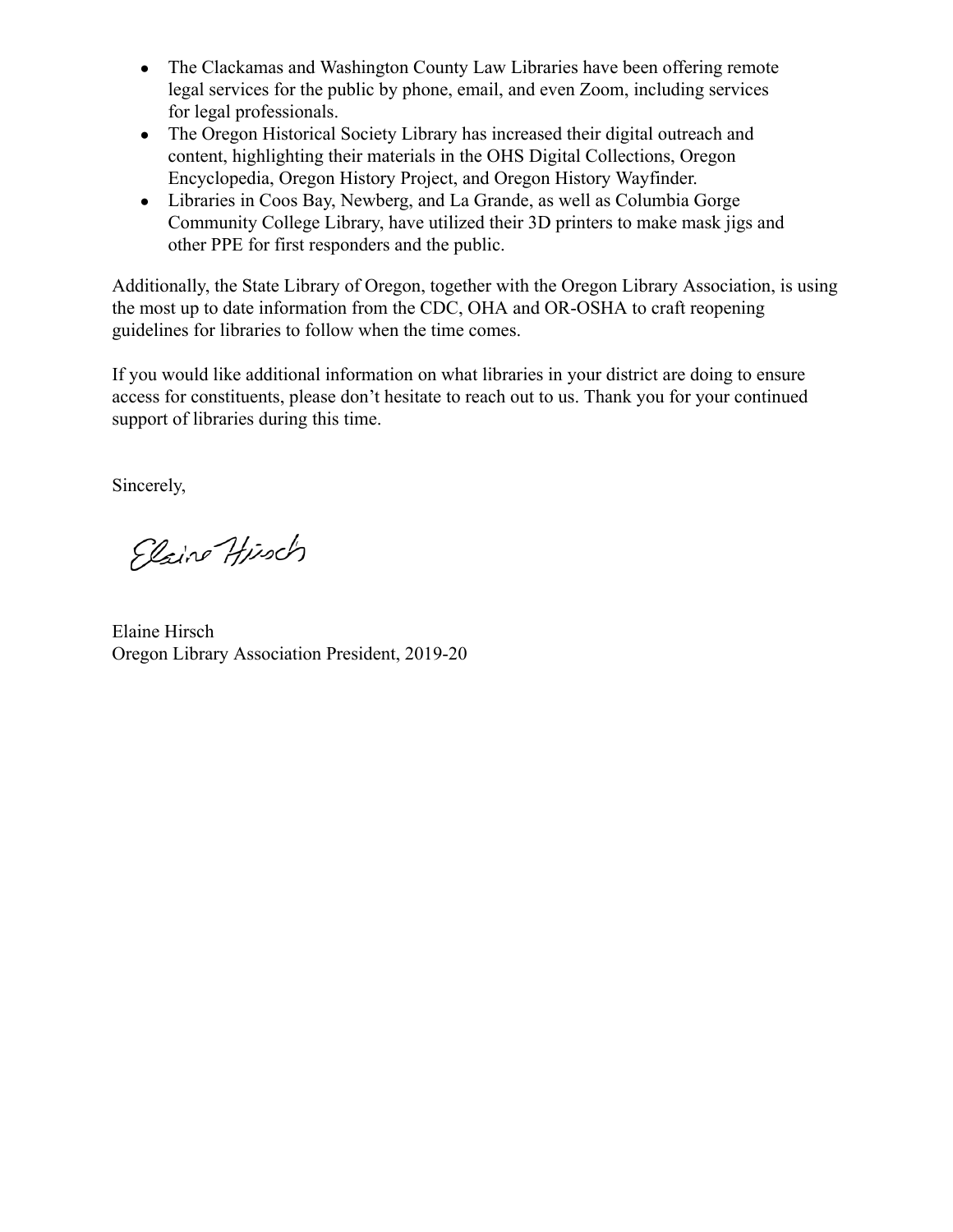- The Clackamas and Washington County Law Libraries have been offering remote legal services for the public by phone, email, and even Zoom, including services for legal professionals.
- The Oregon Historical Society Library has increased their digital outreach and content, highlighting their materials in the OHS Digital Collections, Oregon Encyclopedia, Oregon History Project, and Oregon History Wayfinder.
- Libraries in Coos Bay, Newberg, and La Grande, as well as Columbia Gorge Community College Library, have utilized their 3D printers to make mask jigs and other PPE for first responders and the public.

Additionally, the State Library of Oregon, together with the Oregon Library Association, is using the most up to date information from the CDC, OHA and OR-OSHA to craft reopening guidelines for libraries to follow when the time comes.

If you would like additional information on what libraries in your district are doing to ensure access for constituents, please don't hesitate to reach out to us. Thank you for your continued support of libraries during this time.

Sincerely,

Elaine Hirsch

Elaine Hirsch
Oregon Library Association President, 2019-20